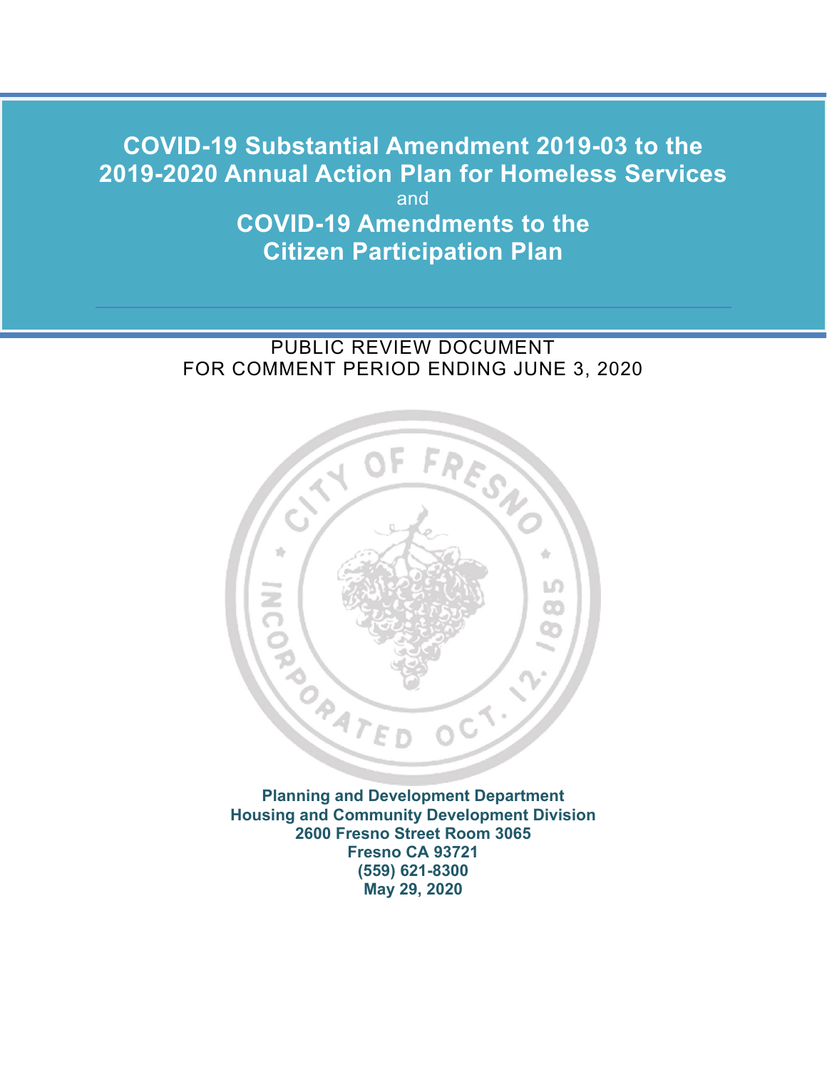# COVID-19 Substantial Amendment 2019-03 to the 2019-2020 Annual Action Plan for Homeless Services

and

# COVID-19 Amendments to the Citizen Participation Plan

PUBLIC REVIEW DOCUMENT
FOR COMMENT PERIOD ENDING JUNE 3, 2020

**Planning and Development Department**
**Housing and Community Development Division**
**2600 Fresno Street Room 3065**
**Fresno CA 93721**
**(559) 621-8300**
**May 29, 2020**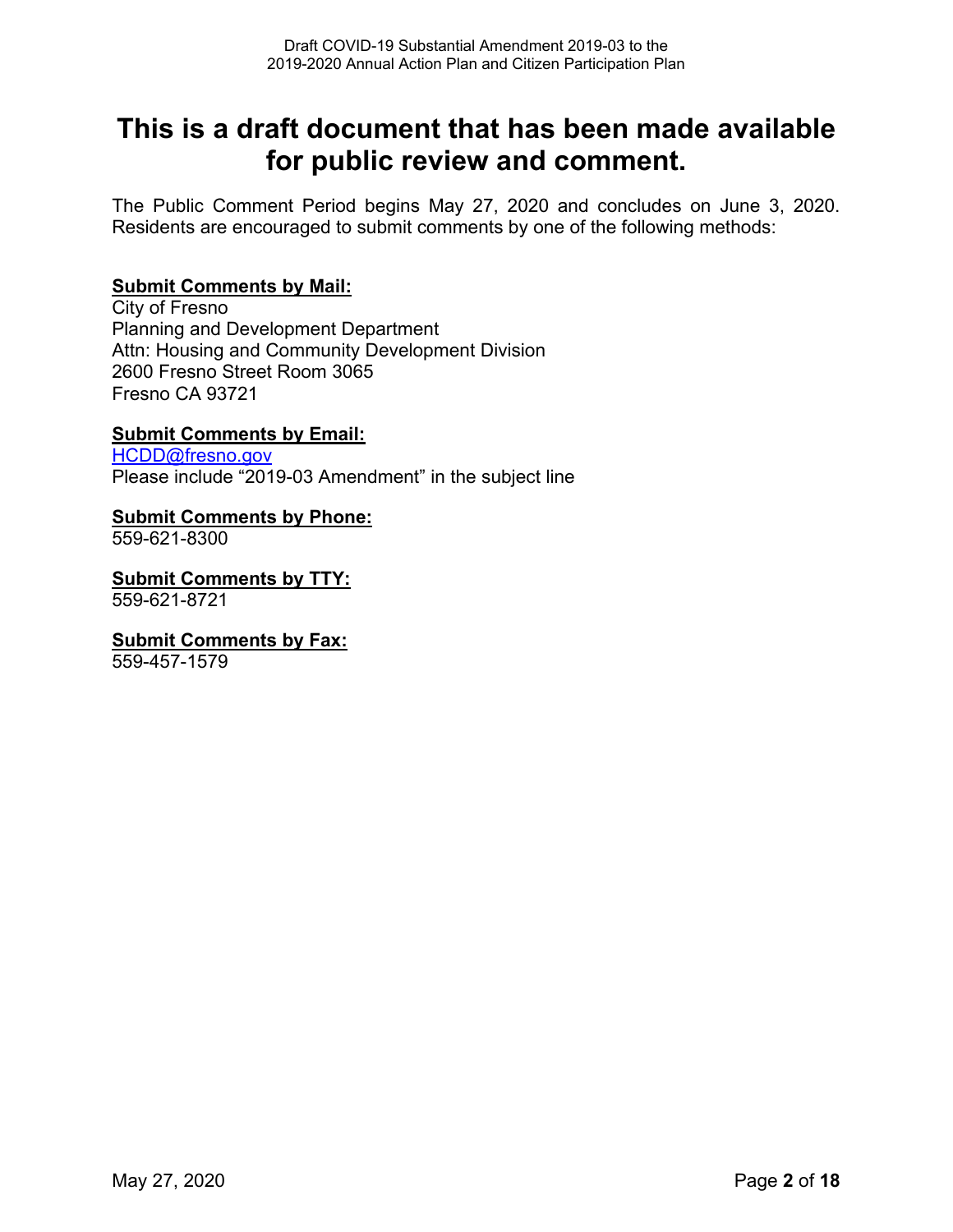# This is a draft document that has been made available for public review and comment.

The Public Comment Period begins May 27, 2020 and concludes on June 3, 2020. Residents are encouraged to submit comments by one of the following methods:

**Submit Comments by Mail:**
City of Fresno
Planning and Development Department
Attn: Housing and Community Development Division
2600 Fresno Street Room 3065
Fresno CA 93721

**Submit Comments by Email:**
HCDD@fresno.gov
Please include "2019-03 Amendment" in the subject line

**Submit Comments by Phone:**
559-621-8300

**Submit Comments by TTY:**
559-621-8721

**Submit Comments by Fax:**
559-457-1579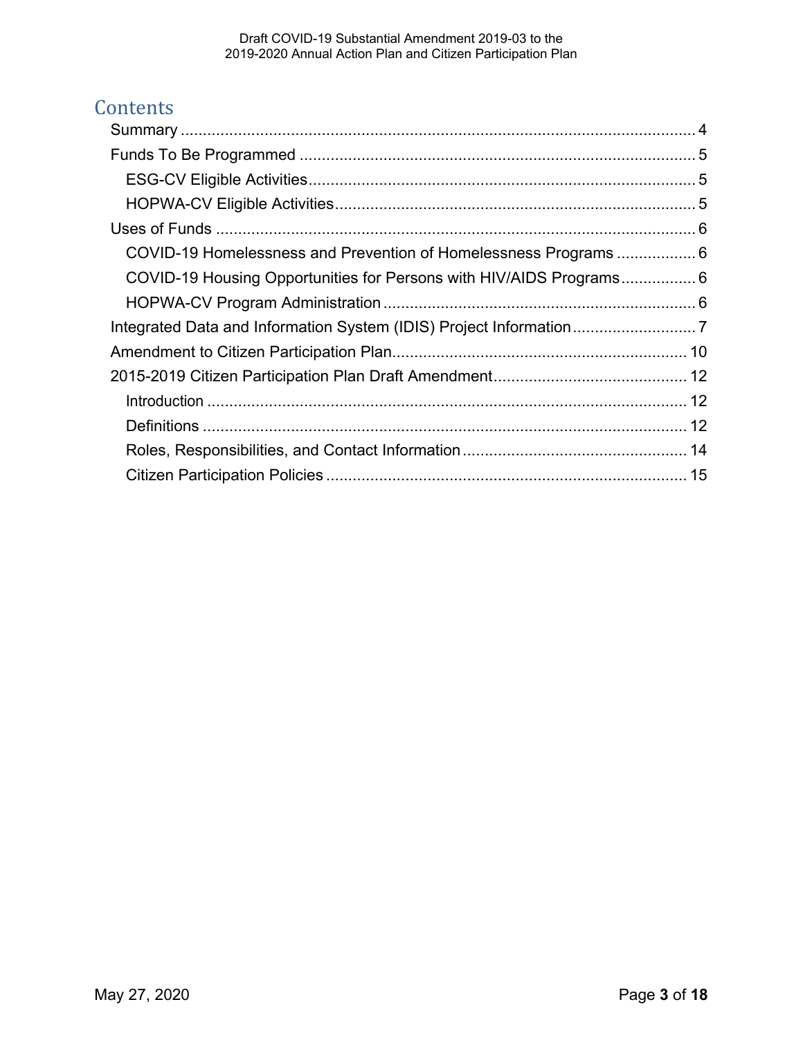# Contents

- Summary ..... 4
- Funds To Be Programmed ..... 5
  - ESG-CV Eligible Activities ..... 5
  - HOPWA-CV Eligible Activities ..... 5
- Uses of Funds ..... 6
  - COVID-19 Homelessness and Prevention of Homelessness Programs ..... 6
  - COVID-19 Housing Opportunities for Persons with HIV/AIDS Programs ..... 6
  - HOPWA-CV Program Administration ..... 6
- Integrated Data and Information System (IDIS) Project Information ..... 7
- Amendment to Citizen Participation Plan ..... 10
- 2015-2019 Citizen Participation Plan Draft Amendment ..... 12
  - Introduction ..... 12
  - Definitions ..... 12
  - Roles, Responsibilities, and Contact Information ..... 14
  - Citizen Participation Policies ..... 15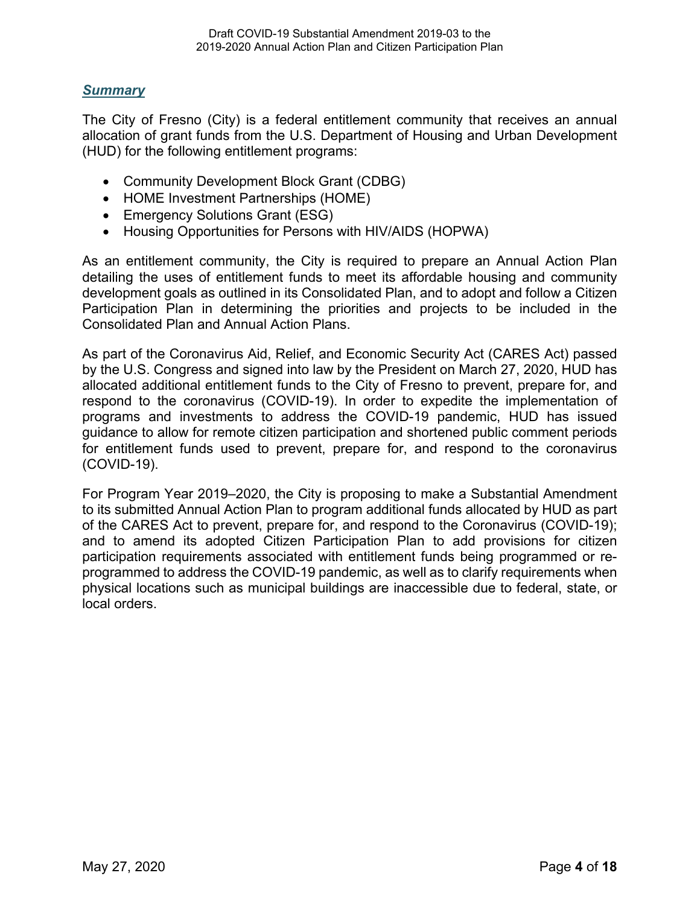## ***Summary***

The City of Fresno (City) is a federal entitlement community that receives an annual allocation of grant funds from the U.S. Department of Housing and Urban Development (HUD) for the following entitlement programs:

- Community Development Block Grant (CDBG)
- HOME Investment Partnerships (HOME)
- Emergency Solutions Grant (ESG)
- Housing Opportunities for Persons with HIV/AIDS (HOPWA)

As an entitlement community, the City is required to prepare an Annual Action Plan detailing the uses of entitlement funds to meet its affordable housing and community development goals as outlined in its Consolidated Plan, and to adopt and follow a Citizen Participation Plan in determining the priorities and projects to be included in the Consolidated Plan and Annual Action Plans.

As part of the Coronavirus Aid, Relief, and Economic Security Act (CARES Act) passed by the U.S. Congress and signed into law by the President on March 27, 2020, HUD has allocated additional entitlement funds to the City of Fresno to prevent, prepare for, and respond to the coronavirus (COVID-19). In order to expedite the implementation of programs and investments to address the COVID-19 pandemic, HUD has issued guidance to allow for remote citizen participation and shortened public comment periods for entitlement funds used to prevent, prepare for, and respond to the coronavirus (COVID-19).

For Program Year 2019–2020, the City is proposing to make a Substantial Amendment to its submitted Annual Action Plan to program additional funds allocated by HUD as part of the CARES Act to prevent, prepare for, and respond to the Coronavirus (COVID-19); and to amend its adopted Citizen Participation Plan to add provisions for citizen participation requirements associated with entitlement funds being programmed or re-programmed to address the COVID-19 pandemic, as well as to clarify requirements when physical locations such as municipal buildings are inaccessible due to federal, state, or local orders.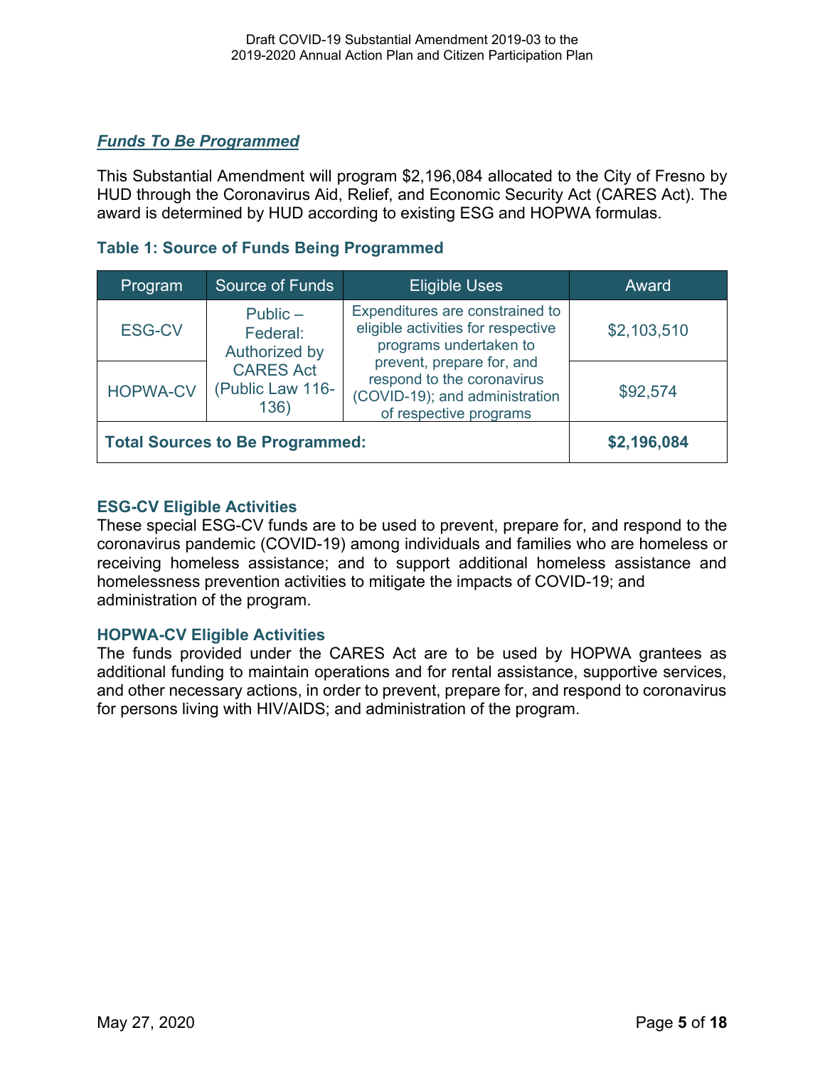### ***Funds To Be Programmed***

This Substantial Amendment will program $2,196,084 allocated to the City of Fresno by HUD through the Coronavirus Aid, Relief, and Economic Security Act (CARES Act). The award is determined by HUD according to existing ESG and HOPWA formulas.

**Table 1: Source of Funds Being Programmed**

| Program | Source of Funds | Eligible Uses | Award |
|---|---|---|---|
| ESG-CV | Public – Federal: Authorized by CARES Act (Public Law 116-136) | Expenditures are constrained to eligible activities for respective programs undertaken to prevent, prepare for, and respond to the coronavirus (COVID-19); and administration of respective programs | $2,103,510 |
| HOPWA-CV | | | $92,574 |
| **Total Sources to Be Programmed:** | | | **$2,196,084** |

**ESG-CV Eligible Activities**

These special ESG-CV funds are to be used to prevent, prepare for, and respond to the coronavirus pandemic (COVID-19) among individuals and families who are homeless or receiving homeless assistance; and to support additional homeless assistance and homelessness prevention activities to mitigate the impacts of COVID-19; and administration of the program.

**HOPWA-CV Eligible Activities**

The funds provided under the CARES Act are to be used by HOPWA grantees as additional funding to maintain operations and for rental assistance, supportive services, and other necessary actions, in order to prevent, prepare for, and respond to coronavirus for persons living with HIV/AIDS; and administration of the program.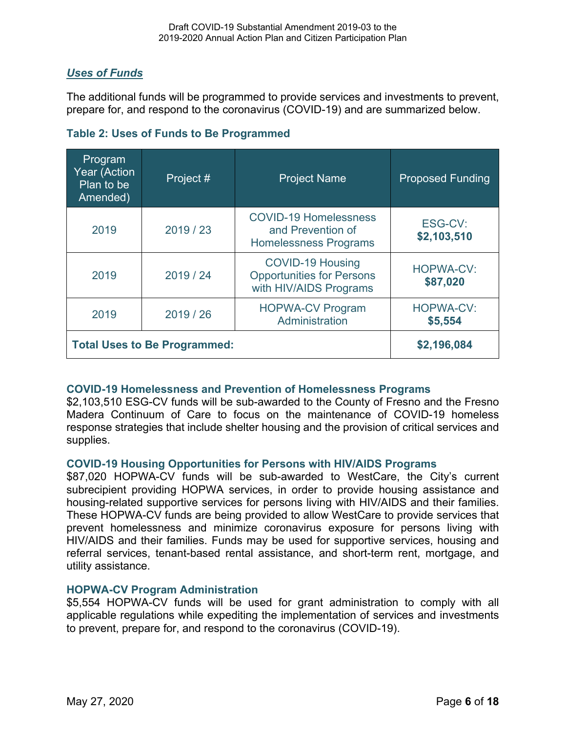## ***Uses of Funds***

The additional funds will be programmed to provide services and investments to prevent, prepare for, and respond to the coronavirus (COVID-19) and are summarized below.

### Table 2: Uses of Funds to Be Programmed

| Program Year (Action Plan to be Amended) | Project # | Project Name | Proposed Funding |
|---|---|---|---|
| 2019 | 2019 / 23 | COVID-19 Homelessness and Prevention of Homelessness Programs | ESG-CV: **$2,103,510** |
| 2019 | 2019 / 24 | COVID-19 Housing Opportunities for Persons with HIV/AIDS Programs | HOPWA-CV: **$87,020** |
| 2019 | 2019 / 26 | HOPWA-CV Program Administration | HOPWA-CV: **$5,554** |
| **Total Uses to Be Programmed:** | | | **$2,196,084** |

### COVID-19 Homelessness and Prevention of Homelessness Programs

$2,103,510 ESG-CV funds will be sub-awarded to the County of Fresno and the Fresno Madera Continuum of Care to focus on the maintenance of COVID-19 homeless response strategies that include shelter housing and the provision of critical services and supplies.

### COVID-19 Housing Opportunities for Persons with HIV/AIDS Programs

$87,020 HOPWA-CV funds will be sub-awarded to WestCare, the City's current subrecipient providing HOPWA services, in order to provide housing assistance and housing-related supportive services for persons living with HIV/AIDS and their families. These HOPWA-CV funds are being provided to allow WestCare to provide services that prevent homelessness and minimize coronavirus exposure for persons living with HIV/AIDS and their families. Funds may be used for supportive services, housing and referral services, tenant-based rental assistance, and short-term rent, mortgage, and utility assistance.

### HOPWA-CV Program Administration

$5,554 HOPWA-CV funds will be used for grant administration to comply with all applicable regulations while expediting the implementation of services and investments to prevent, prepare for, and respond to the coronavirus (COVID-19).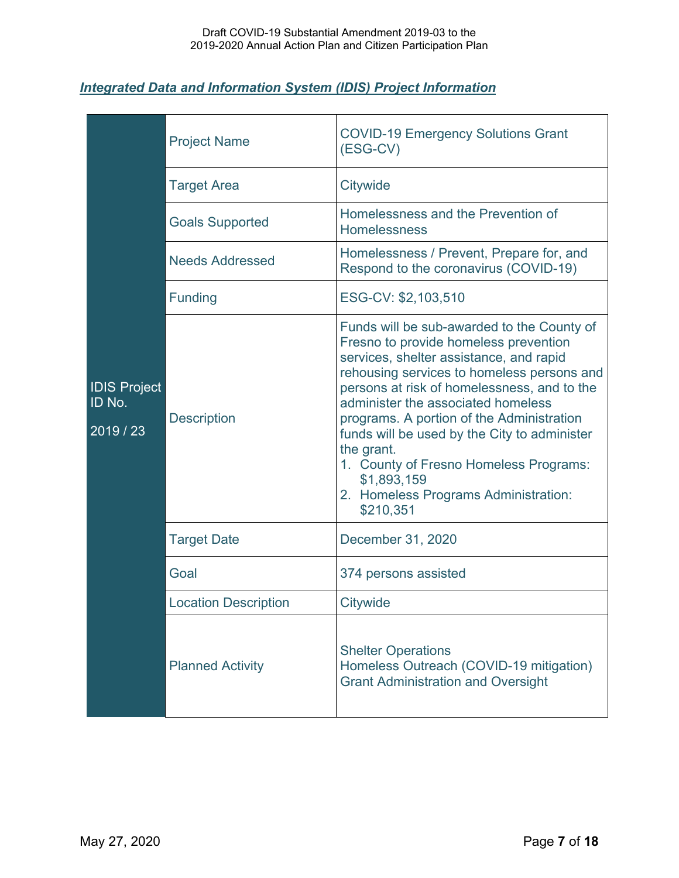## *Integrated Data and Information System (IDIS) Project Information*

| IDIS Project ID No. 2019 / 23 | | |
|---|---|---|
| | Project Name | COVID-19 Emergency Solutions Grant (ESG-CV) |
| | Target Area | Citywide |
| | Goals Supported | Homelessness and the Prevention of Homelessness |
| | Needs Addressed | Homelessness / Prevent, Prepare for, and Respond to the coronavirus (COVID-19) |
| | Funding | ESG-CV: $2,103,510 |
| | Description | Funds will be sub-awarded to the County of Fresno to provide homeless prevention services, shelter assistance, and rapid rehousing services to homeless persons and persons at risk of homelessness, and to the administer the associated homeless programs. A portion of the Administration funds will be used by the City to administer the grant.<br>1. County of Fresno Homeless Programs: $1,893,159<br>2. Homeless Programs Administration: $210,351 |
| | Target Date | December 31, 2020 |
| | Goal | 374 persons assisted |
| | Location Description | Citywide |
| | Planned Activity | Shelter Operations<br>Homeless Outreach (COVID-19 mitigation)<br>Grant Administration and Oversight |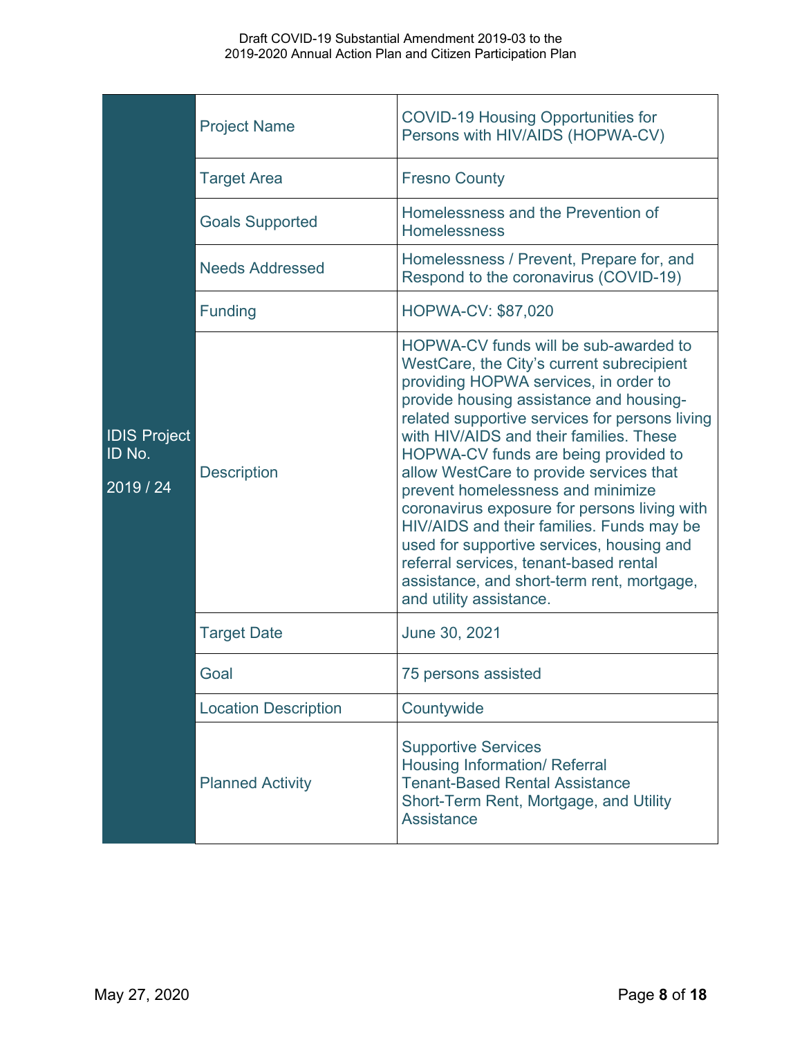| IDIS Project ID No. 2019 / 24 | | |
|---|---|---|
| | Project Name | COVID-19 Housing Opportunities for Persons with HIV/AIDS (HOPWA-CV) |
| | Target Area | Fresno County |
| | Goals Supported | Homelessness and the Prevention of Homelessness |
| | Needs Addressed | Homelessness / Prevent, Prepare for, and Respond to the coronavirus (COVID-19) |
| | Funding | HOPWA-CV: $87,020 |
| | Description | HOPWA-CV funds will be sub-awarded to WestCare, the City's current subrecipient providing HOPWA services, in order to provide housing assistance and housing-related supportive services for persons living with HIV/AIDS and their families. These HOPWA-CV funds are being provided to allow WestCare to provide services that prevent homelessness and minimize coronavirus exposure for persons living with HIV/AIDS and their families. Funds may be used for supportive services, housing and referral services, tenant-based rental assistance, and short-term rent, mortgage, and utility assistance. |
| | Target Date | June 30, 2021 |
| | Goal | 75 persons assisted |
| | Location Description | Countywide |
| | Planned Activity | Supportive Services<br>Housing Information/ Referral<br>Tenant-Based Rental Assistance<br>Short-Term Rent, Mortgage, and Utility Assistance |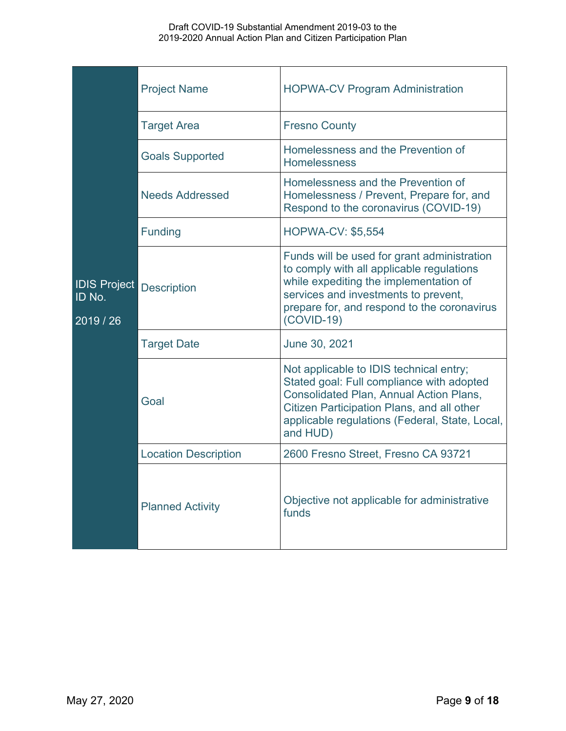| IDIS Project ID No. 2019 / 26 | | |
|---|---|---|
| | Project Name | HOPWA-CV Program Administration |
| | Target Area | Fresno County |
| | Goals Supported | Homelessness and the Prevention of Homelessness |
| | Needs Addressed | Homelessness and the Prevention of Homelessness / Prevent, Prepare for, and Respond to the coronavirus (COVID-19) |
| | Funding | HOPWA-CV: $5,554 |
| | Description | Funds will be used for grant administration to comply with all applicable regulations while expediting the implementation of services and investments to prevent, prepare for, and respond to the coronavirus (COVID-19) |
| | Target Date | June 30, 2021 |
| | Goal | Not applicable to IDIS technical entry; Stated goal: Full compliance with adopted Consolidated Plan, Annual Action Plans, Citizen Participation Plans, and all other applicable regulations (Federal, State, Local, and HUD) |
| | Location Description | 2600 Fresno Street, Fresno CA 93721 |
| | Planned Activity | Objective not applicable for administrative funds |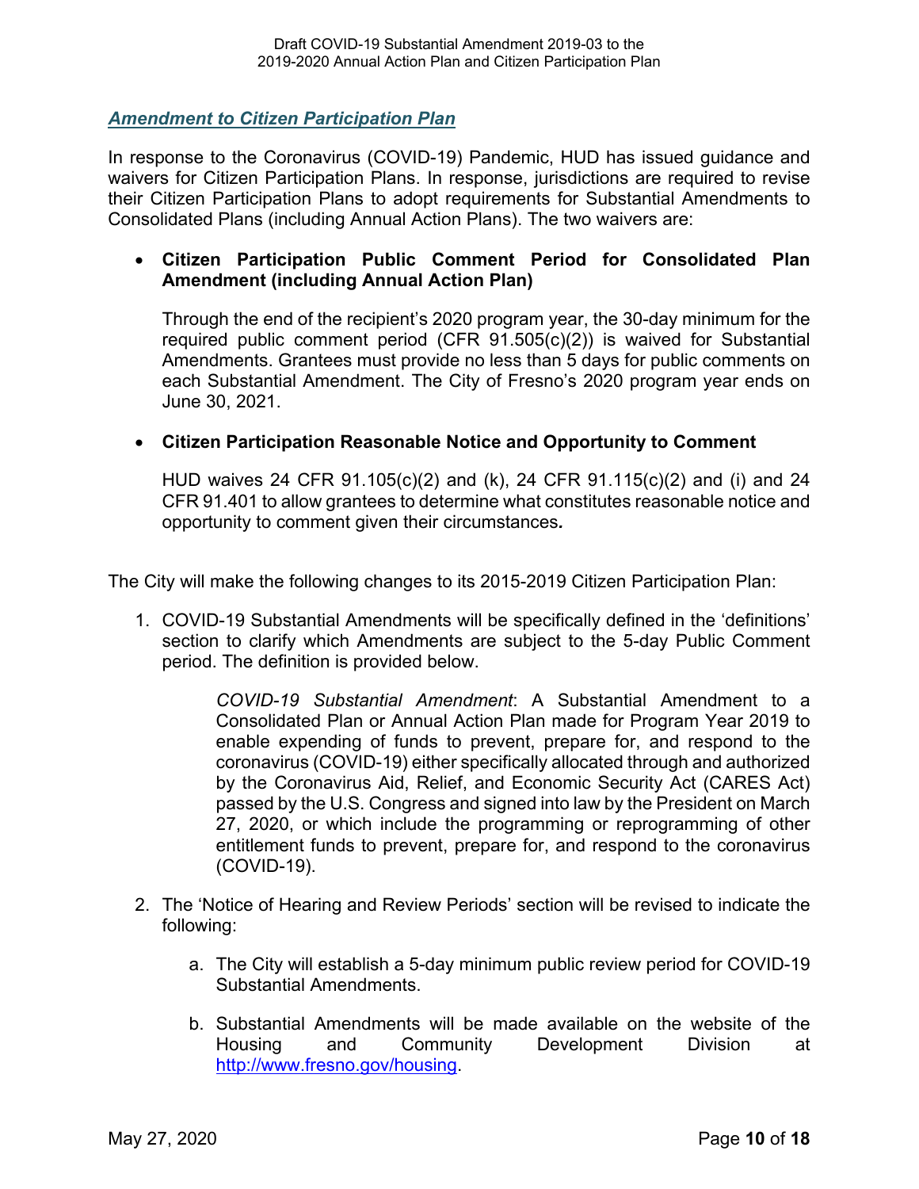## *Amendment to Citizen Participation Plan*

In response to the Coronavirus (COVID-19) Pandemic, HUD has issued guidance and waivers for Citizen Participation Plans. In response, jurisdictions are required to revise their Citizen Participation Plans to adopt requirements for Substantial Amendments to Consolidated Plans (including Annual Action Plans). The two waivers are:

- **Citizen Participation Public Comment Period for Consolidated Plan Amendment (including Annual Action Plan)**

  Through the end of the recipient's 2020 program year, the 30-day minimum for the required public comment period (CFR 91.505(c)(2)) is waived for Substantial Amendments. Grantees must provide no less than 5 days for public comments on each Substantial Amendment. The City of Fresno's 2020 program year ends on June 30, 2021.

- **Citizen Participation Reasonable Notice and Opportunity to Comment**

  HUD waives 24 CFR 91.105(c)(2) and (k), 24 CFR 91.115(c)(2) and (i) and 24 CFR 91.401 to allow grantees to determine what constitutes reasonable notice and opportunity to comment given their circumstances.

The City will make the following changes to its 2015-2019 Citizen Participation Plan:

1. COVID-19 Substantial Amendments will be specifically defined in the 'definitions' section to clarify which Amendments are subject to the 5-day Public Comment period. The definition is provided below.

   > *COVID-19 Substantial Amendment*: A Substantial Amendment to a Consolidated Plan or Annual Action Plan made for Program Year 2019 to enable expending of funds to prevent, prepare for, and respond to the coronavirus (COVID-19) either specifically allocated through and authorized by the Coronavirus Aid, Relief, and Economic Security Act (CARES Act) passed by the U.S. Congress and signed into law by the President on March 27, 2020, or which include the programming or reprogramming of other entitlement funds to prevent, prepare for, and respond to the coronavirus (COVID-19).

2. The 'Notice of Hearing and Review Periods' section will be revised to indicate the following:

   a. The City will establish a 5-day minimum public review period for COVID-19 Substantial Amendments.

   b. Substantial Amendments will be made available on the website of the Housing and Community Development Division at http://www.fresno.gov/housing.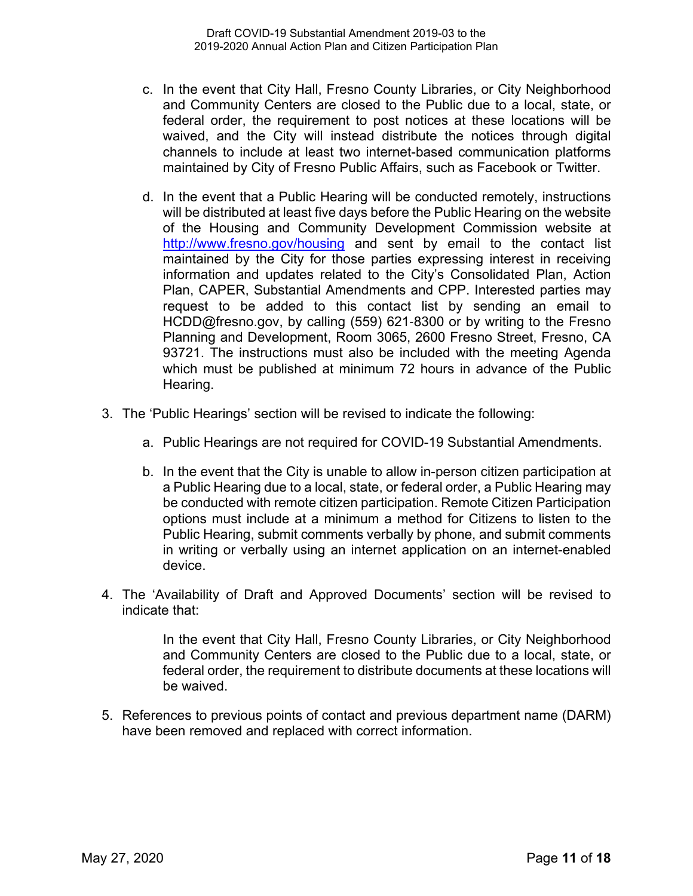c. In the event that City Hall, Fresno County Libraries, or City Neighborhood and Community Centers are closed to the Public due to a local, state, or federal order, the requirement to post notices at these locations will be waived, and the City will instead distribute the notices through digital channels to include at least two internet-based communication platforms maintained by City of Fresno Public Affairs, such as Facebook or Twitter.

d. In the event that a Public Hearing will be conducted remotely, instructions will be distributed at least five days before the Public Hearing on the website of the Housing and Community Development Commission website at [http://www.fresno.gov/housing](http://www.fresno.gov/housing) and sent by email to the contact list maintained by the City for those parties expressing interest in receiving information and updates related to the City's Consolidated Plan, Action Plan, CAPER, Substantial Amendments and CPP. Interested parties may request to be added to this contact list by sending an email to HCDD@fresno.gov, by calling (559) 621-8300 or by writing to the Fresno Planning and Development, Room 3065, 2600 Fresno Street, Fresno, CA 93721. The instructions must also be included with the meeting Agenda which must be published at minimum 72 hours in advance of the Public Hearing.

3. The 'Public Hearings' section will be revised to indicate the following:

   a. Public Hearings are not required for COVID-19 Substantial Amendments.

   b. In the event that the City is unable to allow in-person citizen participation at a Public Hearing due to a local, state, or federal order, a Public Hearing may be conducted with remote citizen participation. Remote Citizen Participation options must include at a minimum a method for Citizens to listen to the Public Hearing, submit comments verbally by phone, and submit comments in writing or verbally using an internet application on an internet-enabled device.

4. The 'Availability of Draft and Approved Documents' section will be revised to indicate that:

   In the event that City Hall, Fresno County Libraries, or City Neighborhood and Community Centers are closed to the Public due to a local, state, or federal order, the requirement to distribute documents at these locations will be waived.

5. References to previous points of contact and previous department name (DARM) have been removed and replaced with correct information.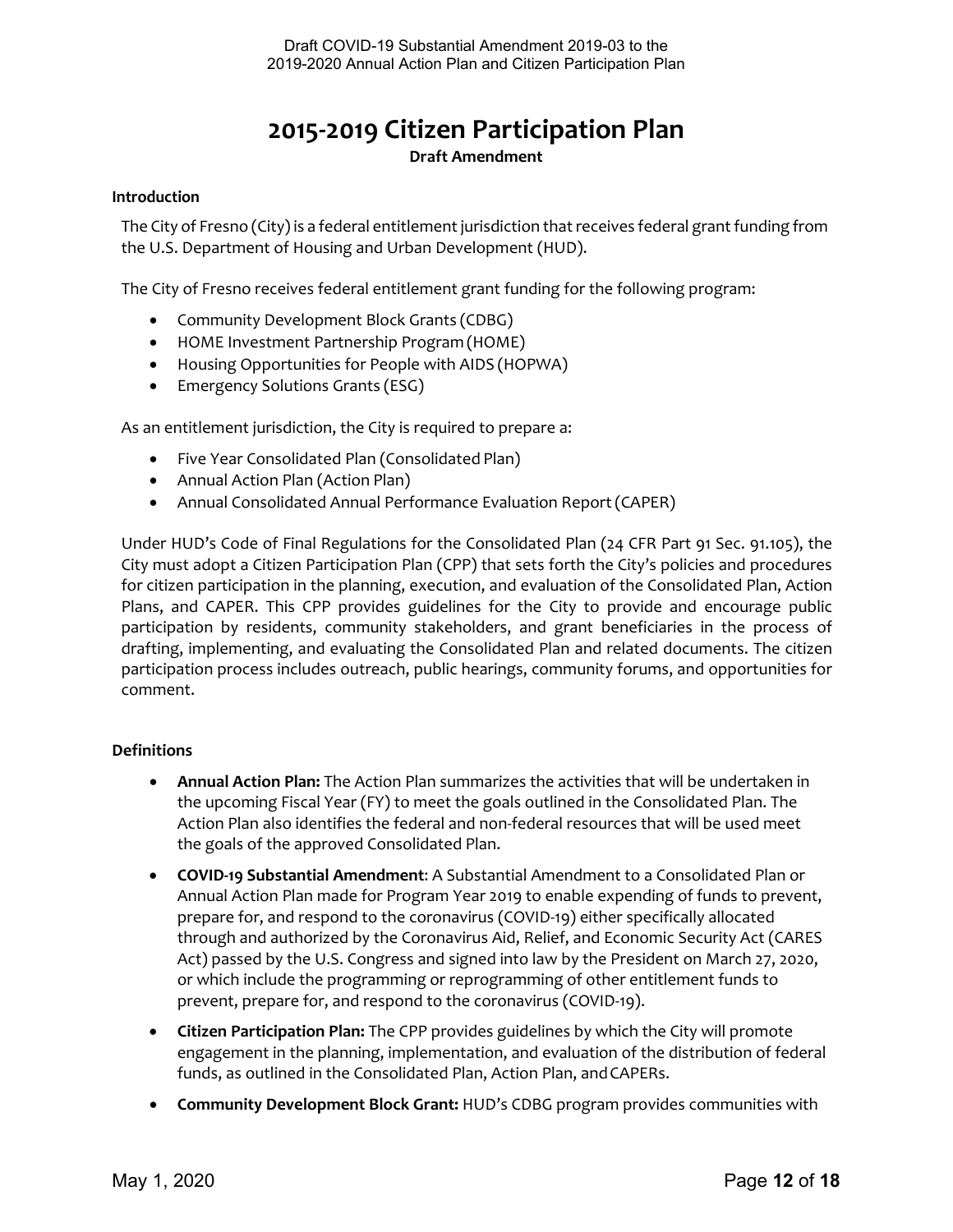# 2015-2019 Citizen Participation Plan

**Draft Amendment**

**Introduction**

The City of Fresno (City) is a federal entitlement jurisdiction that receives federal grant funding from the U.S. Department of Housing and Urban Development (HUD).

The City of Fresno receives federal entitlement grant funding for the following program:

- Community Development Block Grants (CDBG)
- HOME Investment Partnership Program (HOME)
- Housing Opportunities for People with AIDS (HOPWA)
- Emergency Solutions Grants (ESG)

As an entitlement jurisdiction, the City is required to prepare a:

- Five Year Consolidated Plan (Consolidated Plan)
- Annual Action Plan (Action Plan)
- Annual Consolidated Annual Performance Evaluation Report (CAPER)

Under HUD's Code of Final Regulations for the Consolidated Plan (24 CFR Part 91 Sec. 91.105), the City must adopt a Citizen Participation Plan (CPP) that sets forth the City's policies and procedures for citizen participation in the planning, execution, and evaluation of the Consolidated Plan, Action Plans, and CAPER. This CPP provides guidelines for the City to provide and encourage public participation by residents, community stakeholders, and grant beneficiaries in the process of drafting, implementing, and evaluating the Consolidated Plan and related documents. The citizen participation process includes outreach, public hearings, community forums, and opportunities for comment.

**Definitions**

- **Annual Action Plan:** The Action Plan summarizes the activities that will be undertaken in the upcoming Fiscal Year (FY) to meet the goals outlined in the Consolidated Plan. The Action Plan also identifies the federal and non-federal resources that will be used meet the goals of the approved Consolidated Plan.
- **COVID-19 Substantial Amendment**: A Substantial Amendment to a Consolidated Plan or Annual Action Plan made for Program Year 2019 to enable expending of funds to prevent, prepare for, and respond to the coronavirus (COVID-19) either specifically allocated through and authorized by the Coronavirus Aid, Relief, and Economic Security Act (CARES Act) passed by the U.S. Congress and signed into law by the President on March 27, 2020, or which include the programming or reprogramming of other entitlement funds to prevent, prepare for, and respond to the coronavirus (COVID-19).
- **Citizen Participation Plan:** The CPP provides guidelines by which the City will promote engagement in the planning, implementation, and evaluation of the distribution of federal funds, as outlined in the Consolidated Plan, Action Plan, and CAPERs.
- **Community Development Block Grant:** HUD's CDBG program provides communities with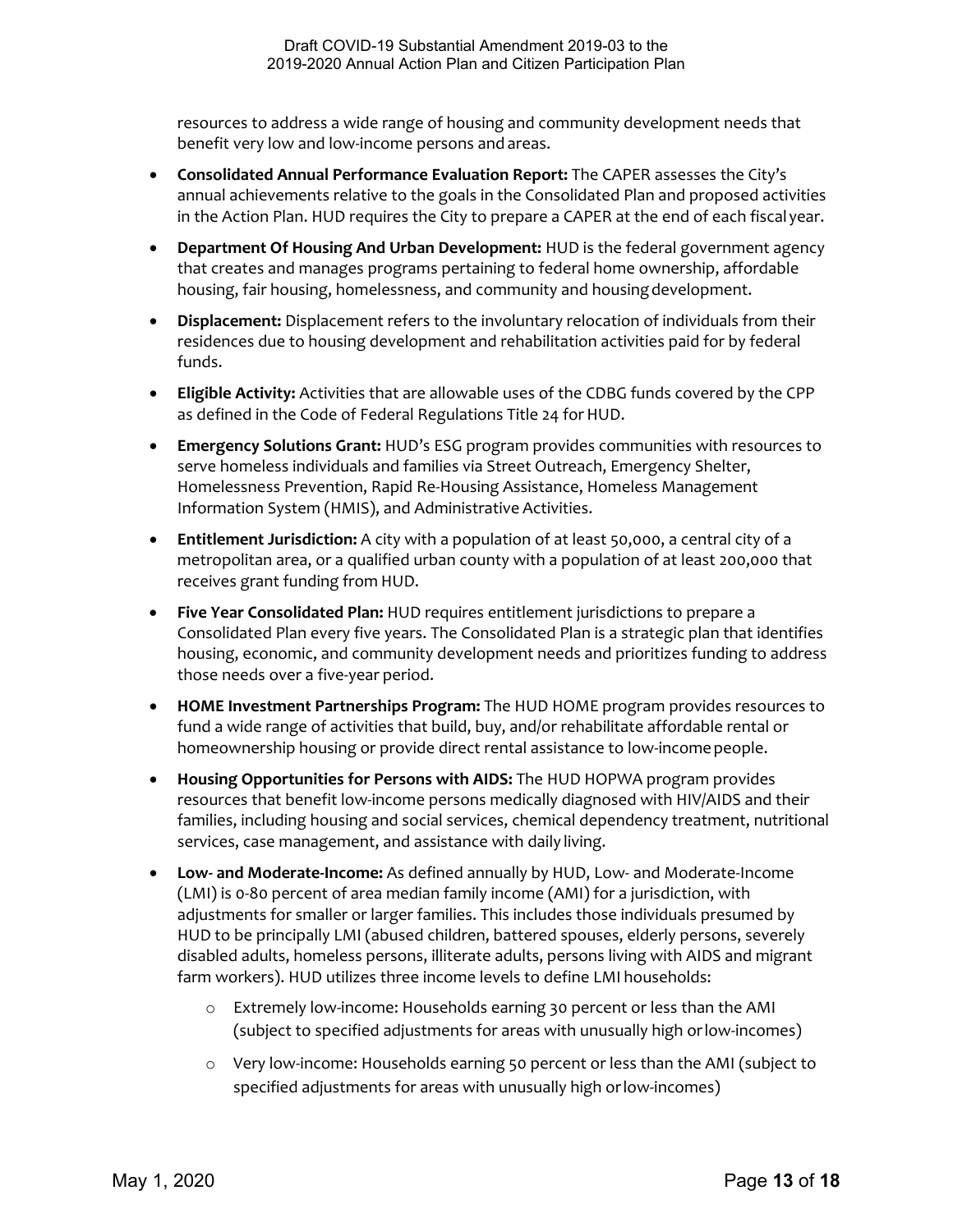resources to address a wide range of housing and community development needs that benefit very low and low-income persons and areas.

- **Consolidated Annual Performance Evaluation Report:** The CAPER assesses the City's annual achievements relative to the goals in the Consolidated Plan and proposed activities in the Action Plan. HUD requires the City to prepare a CAPER at the end of each fiscal year.
- **Department Of Housing And Urban Development:** HUD is the federal government agency that creates and manages programs pertaining to federal home ownership, affordable housing, fair housing, homelessness, and community and housing development.
- **Displacement:** Displacement refers to the involuntary relocation of individuals from their residences due to housing development and rehabilitation activities paid for by federal funds.
- **Eligible Activity:** Activities that are allowable uses of the CDBG funds covered by the CPP as defined in the Code of Federal Regulations Title 24 for HUD.
- **Emergency Solutions Grant:** HUD's ESG program provides communities with resources to serve homeless individuals and families via Street Outreach, Emergency Shelter, Homelessness Prevention, Rapid Re-Housing Assistance, Homeless Management Information System (HMIS), and Administrative Activities.
- **Entitlement Jurisdiction:** A city with a population of at least 50,000, a central city of a metropolitan area, or a qualified urban county with a population of at least 200,000 that receives grant funding from HUD.
- **Five Year Consolidated Plan:** HUD requires entitlement jurisdictions to prepare a Consolidated Plan every five years. The Consolidated Plan is a strategic plan that identifies housing, economic, and community development needs and prioritizes funding to address those needs over a five-year period.
- **HOME Investment Partnerships Program:** The HUD HOME program provides resources to fund a wide range of activities that build, buy, and/or rehabilitate affordable rental or homeownership housing or provide direct rental assistance to low-income people.
- **Housing Opportunities for Persons with AIDS:** The HUD HOPWA program provides resources that benefit low-income persons medically diagnosed with HIV/AIDS and their families, including housing and social services, chemical dependency treatment, nutritional services, case management, and assistance with daily living.
- **Low- and Moderate-Income:** As defined annually by HUD, Low- and Moderate-Income (LMI) is 0-80 percent of area median family income (AMI) for a jurisdiction, with adjustments for smaller or larger families. This includes those individuals presumed by HUD to be principally LMI (abused children, battered spouses, elderly persons, severely disabled adults, homeless persons, illiterate adults, persons living with AIDS and migrant farm workers). HUD utilizes three income levels to define LMI households:
  - Extremely low-income: Households earning 30 percent or less than the AMI (subject to specified adjustments for areas with unusually high or low-incomes)
  - Very low-income: Households earning 50 percent or less than the AMI (subject to specified adjustments for areas with unusually high or low-incomes)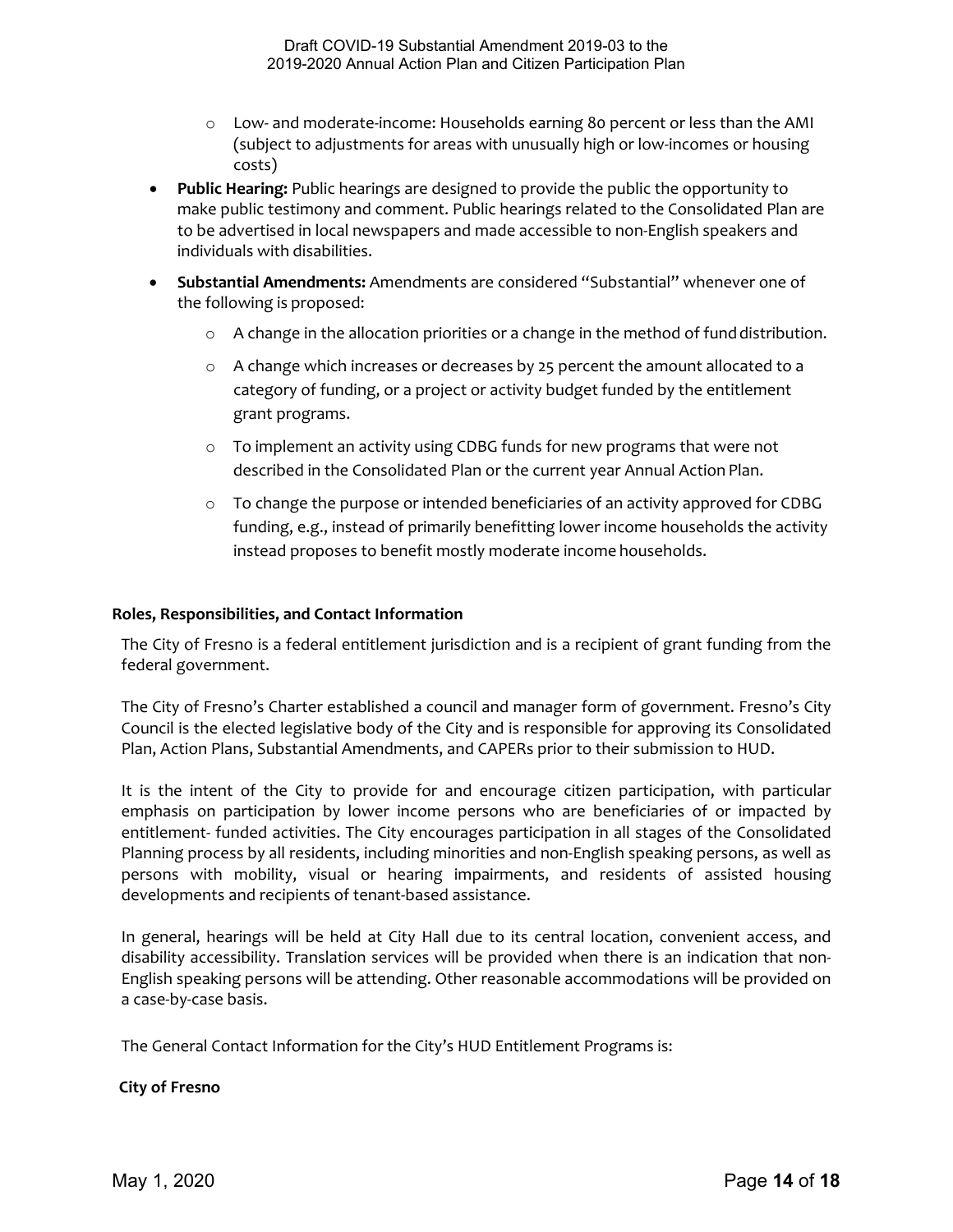- Low- and moderate-income: Households earning 80 percent or less than the AMI (subject to adjustments for areas with unusually high or low-incomes or housing costs)
- **Public Hearing:** Public hearings are designed to provide the public the opportunity to make public testimony and comment. Public hearings related to the Consolidated Plan are to be advertised in local newspapers and made accessible to non-English speakers and individuals with disabilities.
- **Substantial Amendments:** Amendments are considered "Substantial" whenever one of the following is proposed:
  - A change in the allocation priorities or a change in the method of fund distribution.
  - A change which increases or decreases by 25 percent the amount allocated to a category of funding, or a project or activity budget funded by the entitlement grant programs.
  - To implement an activity using CDBG funds for new programs that were not described in the Consolidated Plan or the current year Annual Action Plan.
  - To change the purpose or intended beneficiaries of an activity approved for CDBG funding, e.g., instead of primarily benefitting lower income households the activity instead proposes to benefit mostly moderate income households.

**Roles, Responsibilities, and Contact Information**

The City of Fresno is a federal entitlement jurisdiction and is a recipient of grant funding from the federal government.

The City of Fresno's Charter established a council and manager form of government. Fresno's City Council is the elected legislative body of the City and is responsible for approving its Consolidated Plan, Action Plans, Substantial Amendments, and CAPERs prior to their submission to HUD.

It is the intent of the City to provide for and encourage citizen participation, with particular emphasis on participation by lower income persons who are beneficiaries of or impacted by entitlement- funded activities. The City encourages participation in all stages of the Consolidated Planning process by all residents, including minorities and non-English speaking persons, as well as persons with mobility, visual or hearing impairments, and residents of assisted housing developments and recipients of tenant-based assistance.

In general, hearings will be held at City Hall due to its central location, convenient access, and disability accessibility. Translation services will be provided when there is an indication that non-English speaking persons will be attending. Other reasonable accommodations will be provided on a case-by-case basis.

The General Contact Information for the City's HUD Entitlement Programs is:

**City of Fresno**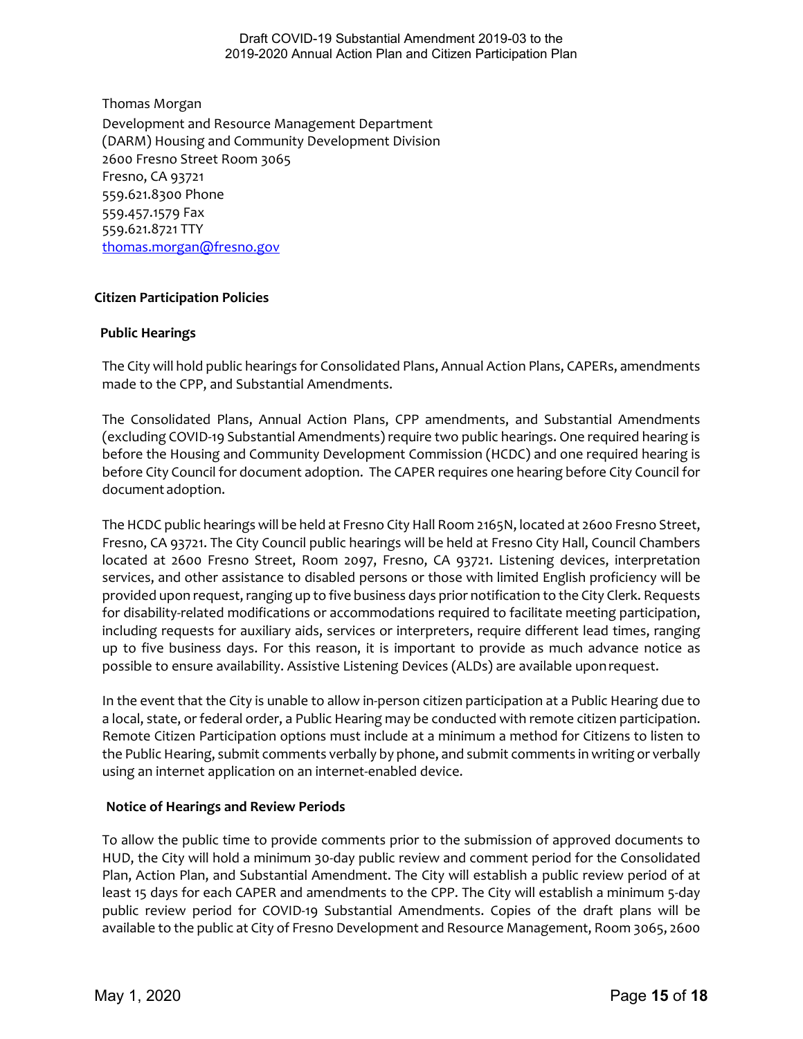Thomas Morgan
Development and Resource Management Department
(DARM) Housing and Community Development Division
2600 Fresno Street Room 3065
Fresno, CA 93721
559.621.8300 Phone
559.457.1579 Fax
559.621.8721 TTY
thomas.morgan@fresno.gov

## Citizen Participation Policies

### Public Hearings

The City will hold public hearings for Consolidated Plans, Annual Action Plans, CAPERs, amendments made to the CPP, and Substantial Amendments.

The Consolidated Plans, Annual Action Plans, CPP amendments, and Substantial Amendments (excluding COVID-19 Substantial Amendments) require two public hearings. One required hearing is before the Housing and Community Development Commission (HCDC) and one required hearing is before City Council for document adoption. The CAPER requires one hearing before City Council for document adoption.

The HCDC public hearings will be held at Fresno City Hall Room 2165N, located at 2600 Fresno Street, Fresno, CA 93721. The City Council public hearings will be held at Fresno City Hall, Council Chambers located at 2600 Fresno Street, Room 2097, Fresno, CA 93721. Listening devices, interpretation services, and other assistance to disabled persons or those with limited English proficiency will be provided upon request, ranging up to five business days prior notification to the City Clerk. Requests for disability-related modifications or accommodations required to facilitate meeting participation, including requests for auxiliary aids, services or interpreters, require different lead times, ranging up to five business days. For this reason, it is important to provide as much advance notice as possible to ensure availability. Assistive Listening Devices (ALDs) are available upon request.

In the event that the City is unable to allow in-person citizen participation at a Public Hearing due to a local, state, or federal order, a Public Hearing may be conducted with remote citizen participation. Remote Citizen Participation options must include at a minimum a method for Citizens to listen to the Public Hearing, submit comments verbally by phone, and submit comments in writing or verbally using an internet application on an internet-enabled device.

### Notice of Hearings and Review Periods

To allow the public time to provide comments prior to the submission of approved documents to HUD, the City will hold a minimum 30-day public review and comment period for the Consolidated Plan, Action Plan, and Substantial Amendment. The City will establish a public review period of at least 15 days for each CAPER and amendments to the CPP. The City will establish a minimum 5-day public review period for COVID-19 Substantial Amendments. Copies of the draft plans will be available to the public at City of Fresno Development and Resource Management, Room 3065, 2600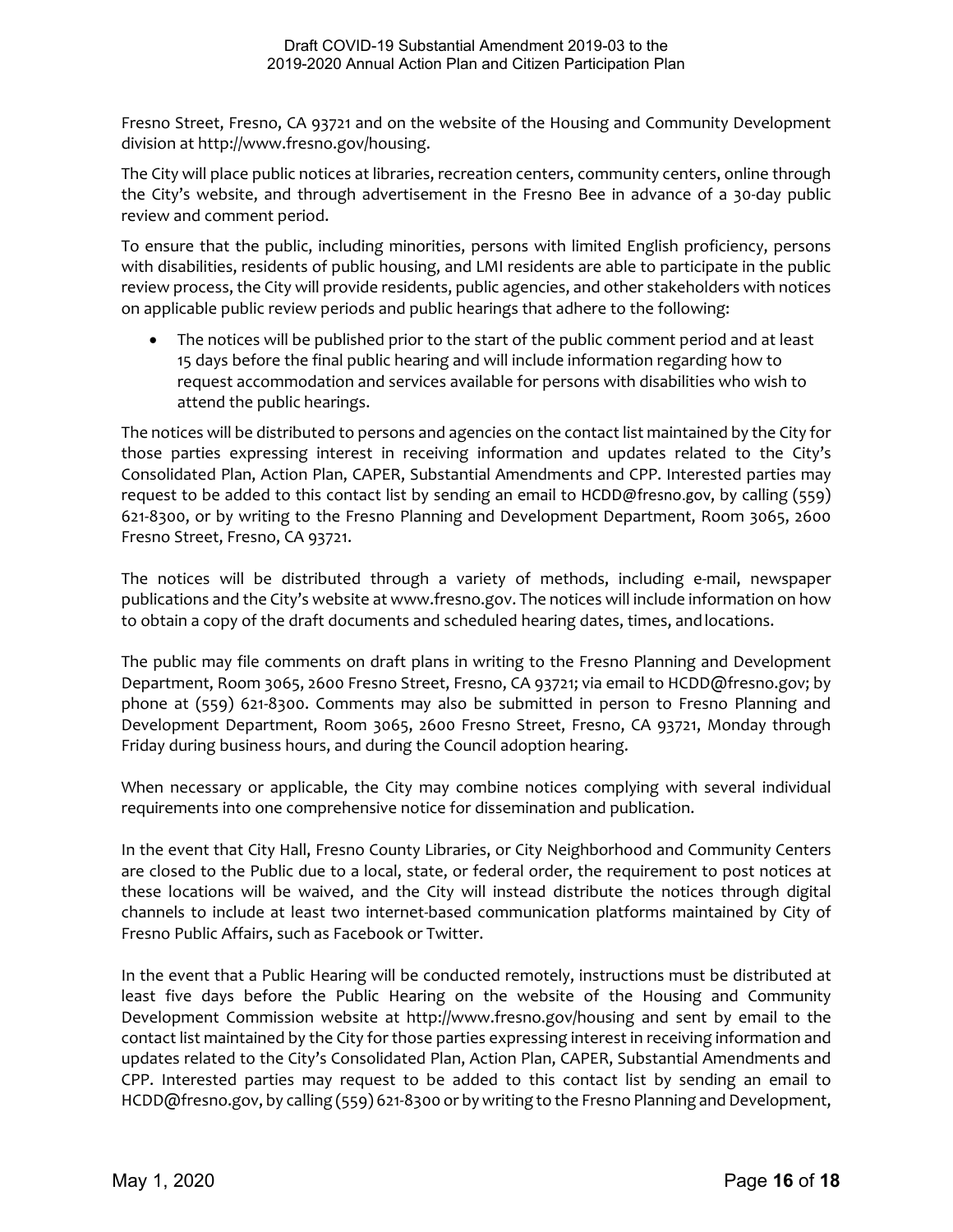Fresno Street, Fresno, CA 93721 and on the website of the Housing and Community Development division at http://www.fresno.gov/housing.

The City will place public notices at libraries, recreation centers, community centers, online through the City's website, and through advertisement in the Fresno Bee in advance of a 30-day public review and comment period.

To ensure that the public, including minorities, persons with limited English proficiency, persons with disabilities, residents of public housing, and LMI residents are able to participate in the public review process, the City will provide residents, public agencies, and other stakeholders with notices on applicable public review periods and public hearings that adhere to the following:

- The notices will be published prior to the start of the public comment period and at least 15 days before the final public hearing and will include information regarding how to request accommodation and services available for persons with disabilities who wish to attend the public hearings.

The notices will be distributed to persons and agencies on the contact list maintained by the City for those parties expressing interest in receiving information and updates related to the City's Consolidated Plan, Action Plan, CAPER, Substantial Amendments and CPP. Interested parties may request to be added to this contact list by sending an email to HCDD@fresno.gov, by calling (559) 621-8300, or by writing to the Fresno Planning and Development Department, Room 3065, 2600 Fresno Street, Fresno, CA 93721.

The notices will be distributed through a variety of methods, including e-mail, newspaper publications and the City's website at www.fresno.gov. The notices will include information on how to obtain a copy of the draft documents and scheduled hearing dates, times, and locations.

The public may file comments on draft plans in writing to the Fresno Planning and Development Department, Room 3065, 2600 Fresno Street, Fresno, CA 93721; via email to HCDD@fresno.gov; by phone at (559) 621-8300. Comments may also be submitted in person to Fresno Planning and Development Department, Room 3065, 2600 Fresno Street, Fresno, CA 93721, Monday through Friday during business hours, and during the Council adoption hearing.

When necessary or applicable, the City may combine notices complying with several individual requirements into one comprehensive notice for dissemination and publication.

In the event that City Hall, Fresno County Libraries, or City Neighborhood and Community Centers are closed to the Public due to a local, state, or federal order, the requirement to post notices at these locations will be waived, and the City will instead distribute the notices through digital channels to include at least two internet-based communication platforms maintained by City of Fresno Public Affairs, such as Facebook or Twitter.

In the event that a Public Hearing will be conducted remotely, instructions must be distributed at least five days before the Public Hearing on the website of the Housing and Community Development Commission website at http://www.fresno.gov/housing and sent by email to the contact list maintained by the City for those parties expressing interest in receiving information and updates related to the City's Consolidated Plan, Action Plan, CAPER, Substantial Amendments and CPP. Interested parties may request to be added to this contact list by sending an email to HCDD@fresno.gov, by calling (559) 621-8300 or by writing to the Fresno Planning and Development,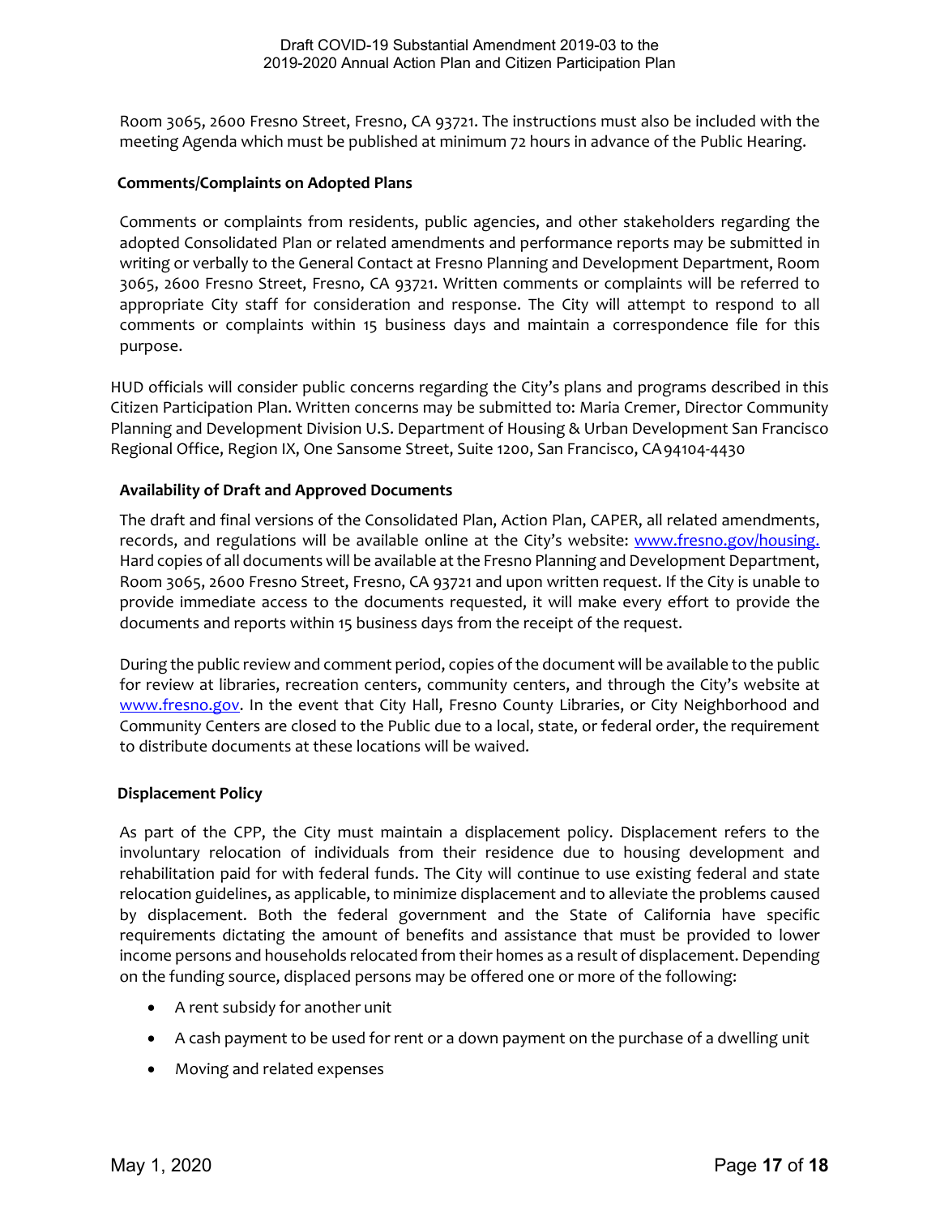Room 3065, 2600 Fresno Street, Fresno, CA 93721. The instructions must also be included with the meeting Agenda which must be published at minimum 72 hours in advance of the Public Hearing.

**Comments/Complaints on Adopted Plans**

Comments or complaints from residents, public agencies, and other stakeholders regarding the adopted Consolidated Plan or related amendments and performance reports may be submitted in writing or verbally to the General Contact at Fresno Planning and Development Department, Room 3065, 2600 Fresno Street, Fresno, CA 93721. Written comments or complaints will be referred to appropriate City staff for consideration and response. The City will attempt to respond to all comments or complaints within 15 business days and maintain a correspondence file for this purpose.

HUD officials will consider public concerns regarding the City's plans and programs described in this Citizen Participation Plan. Written concerns may be submitted to: Maria Cremer, Director Community Planning and Development Division U.S. Department of Housing & Urban Development San Francisco Regional Office, Region IX, One Sansome Street, Suite 1200, San Francisco, CA 94104-4430

**Availability of Draft and Approved Documents**

The draft and final versions of the Consolidated Plan, Action Plan, CAPER, all related amendments, records, and regulations will be available online at the City's website: [www.fresno.gov/housing.](www.fresno.gov/housing) Hard copies of all documents will be available at the Fresno Planning and Development Department, Room 3065, 2600 Fresno Street, Fresno, CA 93721 and upon written request. If the City is unable to provide immediate access to the documents requested, it will make every effort to provide the documents and reports within 15 business days from the receipt of the request.

During the public review and comment period, copies of the document will be available to the public for review at libraries, recreation centers, community centers, and through the City's website at [www.fresno.gov](www.fresno.gov). In the event that City Hall, Fresno County Libraries, or City Neighborhood and Community Centers are closed to the Public due to a local, state, or federal order, the requirement to distribute documents at these locations will be waived.

**Displacement Policy**

As part of the CPP, the City must maintain a displacement policy. Displacement refers to the involuntary relocation of individuals from their residence due to housing development and rehabilitation paid for with federal funds. The City will continue to use existing federal and state relocation guidelines, as applicable, to minimize displacement and to alleviate the problems caused by displacement. Both the federal government and the State of California have specific requirements dictating the amount of benefits and assistance that must be provided to lower income persons and households relocated from their homes as a result of displacement. Depending on the funding source, displaced persons may be offered one or more of the following:

- A rent subsidy for another unit
- A cash payment to be used for rent or a down payment on the purchase of a dwelling unit
- Moving and related expenses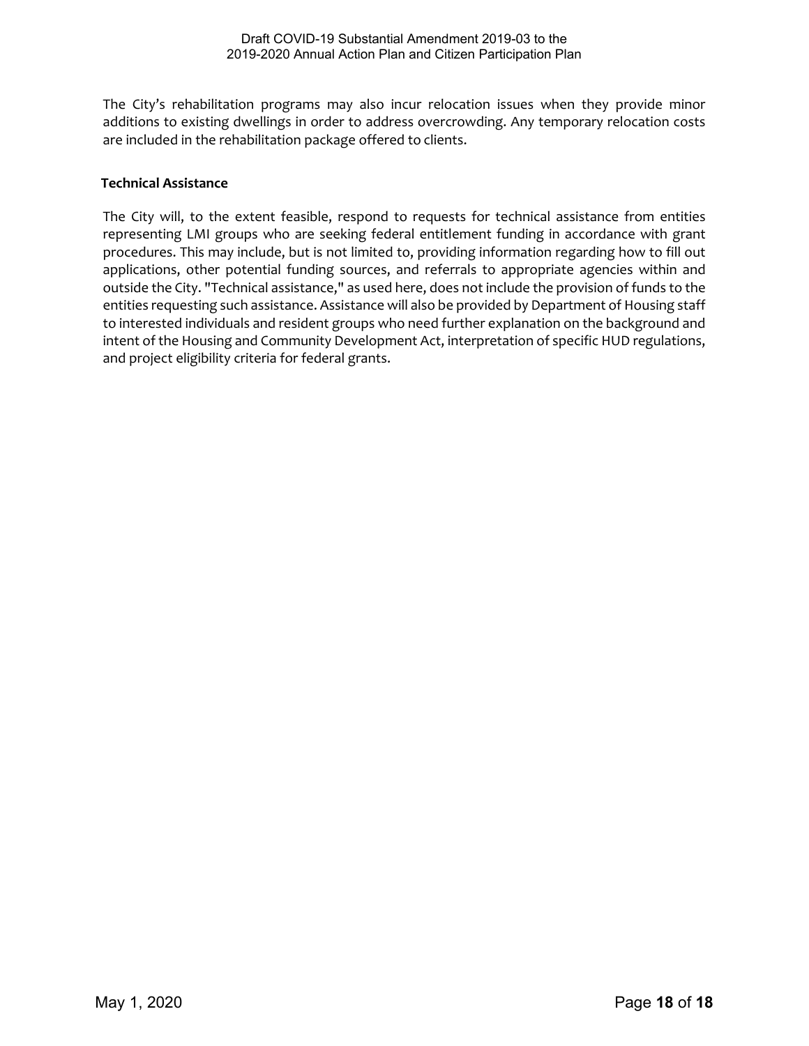The City's rehabilitation programs may also incur relocation issues when they provide minor additions to existing dwellings in order to address overcrowding. Any temporary relocation costs are included in the rehabilitation package offered to clients.

**Technical Assistance**

The City will, to the extent feasible, respond to requests for technical assistance from entities representing LMI groups who are seeking federal entitlement funding in accordance with grant procedures. This may include, but is not limited to, providing information regarding how to fill out applications, other potential funding sources, and referrals to appropriate agencies within and outside the City. "Technical assistance," as used here, does not include the provision of funds to the entities requesting such assistance. Assistance will also be provided by Department of Housing staff to interested individuals and resident groups who need further explanation on the background and intent of the Housing and Community Development Act, interpretation of specific HUD regulations, and project eligibility criteria for federal grants.